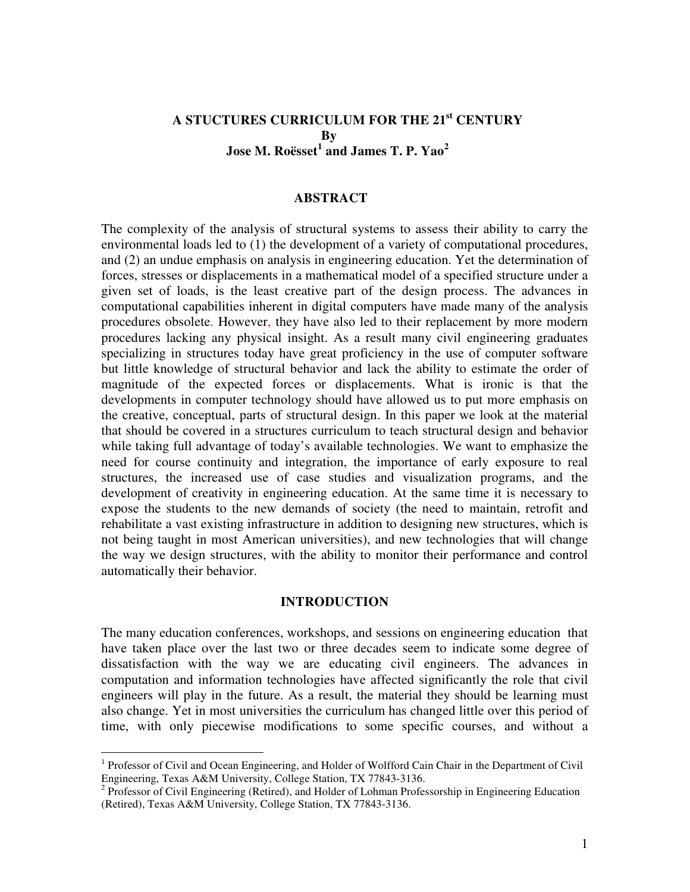# A STUCTURES CURRICULUM FOR THE 21st CENTURY

By

Jose M. Roësset[1] and James T. P. Yao[2]

## ABSTRACT

The complexity of the analysis of structural systems to assess their ability to carry the environmental loads led to (1) the development of a variety of computational procedures, and (2) an undue emphasis on analysis in engineering education. Yet the determination of forces, stresses or displacements in a mathematical model of a specified structure under a given set of loads, is the least creative part of the design process. The advances in computational capabilities inherent in digital computers have made many of the analysis procedures obsolete. However, they have also led to their replacement by more modern procedures lacking any physical insight. As a result many civil engineering graduates specializing in structures today have great proficiency in the use of computer software but little knowledge of structural behavior and lack the ability to estimate the order of magnitude of the expected forces or displacements. What is ironic is that the developments in computer technology should have allowed us to put more emphasis on the creative, conceptual, parts of structural design. In this paper we look at the material that should be covered in a structures curriculum to teach structural design and behavior while taking full advantage of today's available technologies. We want to emphasize the need for course continuity and integration, the importance of early exposure to real structures, the increased use of case studies and visualization programs, and the development of creativity in engineering education. At the same time it is necessary to expose the students to the new demands of society (the need to maintain, retrofit and rehabilitate a vast existing infrastructure in addition to designing new structures, which is not being taught in most American universities), and new technologies that will change the way we design structures, with the ability to monitor their performance and control automatically their behavior.

## INTRODUCTION

The many education conferences, workshops, and sessions on engineering education that have taken place over the last two or three decades seem to indicate some degree of dissatisfaction with the way we are educating civil engineers. The advances in computation and information technologies have affected significantly the role that civil engineers will play in the future. As a result, the material they should be learning must also change. Yet in most universities the curriculum has changed little over this period of time, with only piecewise modifications to some specific courses, and without a

---

[1] Professor of Civil and Ocean Engineering, and Holder of Wolfford Cain Chair in the Department of Civil Engineering, Texas A&M University, College Station, TX 77843-3136.

[2] Professor of Civil Engineering (Retired), and Holder of Lohman Professorship in Engineering Education (Retired), Texas A&M University, College Station, TX 77843-3136.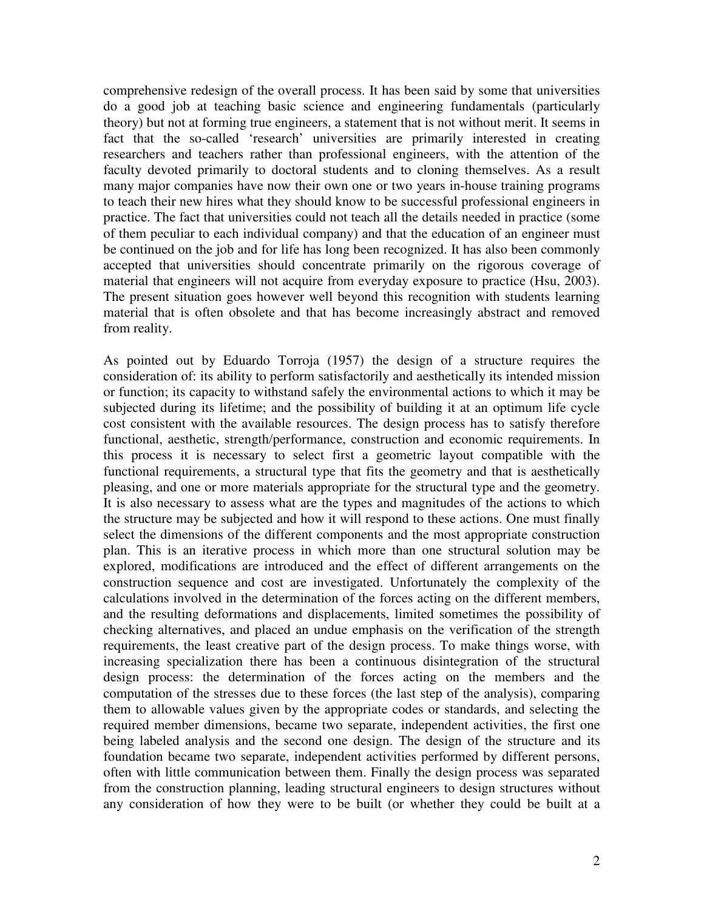comprehensive redesign of the overall process. It has been said by some that universities do a good job at teaching basic science and engineering fundamentals (particularly theory) but not at forming true engineers, a statement that is not without merit. It seems in fact that the so-called 'research' universities are primarily interested in creating researchers and teachers rather than professional engineers, with the attention of the faculty devoted primarily to doctoral students and to cloning themselves. As a result many major companies have now their own one or two years in-house training programs to teach their new hires what they should know to be successful professional engineers in practice. The fact that universities could not teach all the details needed in practice (some of them peculiar to each individual company) and that the education of an engineer must be continued on the job and for life has long been recognized. It has also been commonly accepted that universities should concentrate primarily on the rigorous coverage of material that engineers will not acquire from everyday exposure to practice (Hsu, 2003). The present situation goes however well beyond this recognition with students learning material that is often obsolete and that has become increasingly abstract and removed from reality.

As pointed out by Eduardo Torroja (1957) the design of a structure requires the consideration of: its ability to perform satisfactorily and aesthetically its intended mission or function; its capacity to withstand safely the environmental actions to which it may be subjected during its lifetime; and the possibility of building it at an optimum life cycle cost consistent with the available resources. The design process has to satisfy therefore functional, aesthetic, strength/performance, construction and economic requirements. In this process it is necessary to select first a geometric layout compatible with the functional requirements, a structural type that fits the geometry and that is aesthetically pleasing, and one or more materials appropriate for the structural type and the geometry. It is also necessary to assess what are the types and magnitudes of the actions to which the structure may be subjected and how it will respond to these actions. One must finally select the dimensions of the different components and the most appropriate construction plan. This is an iterative process in which more than one structural solution may be explored, modifications are introduced and the effect of different arrangements on the construction sequence and cost are investigated. Unfortunately the complexity of the calculations involved in the determination of the forces acting on the different members, and the resulting deformations and displacements, limited sometimes the possibility of checking alternatives, and placed an undue emphasis on the verification of the strength requirements, the least creative part of the design process. To make things worse, with increasing specialization there has been a continuous disintegration of the structural design process: the determination of the forces acting on the members and the computation of the stresses due to these forces (the last step of the analysis), comparing them to allowable values given by the appropriate codes or standards, and selecting the required member dimensions, became two separate, independent activities, the first one being labeled analysis and the second one design. The design of the structure and its foundation became two separate, independent activities performed by different persons, often with little communication between them. Finally the design process was separated from the construction planning, leading structural engineers to design structures without any consideration of how they were to be built (or whether they could be built at a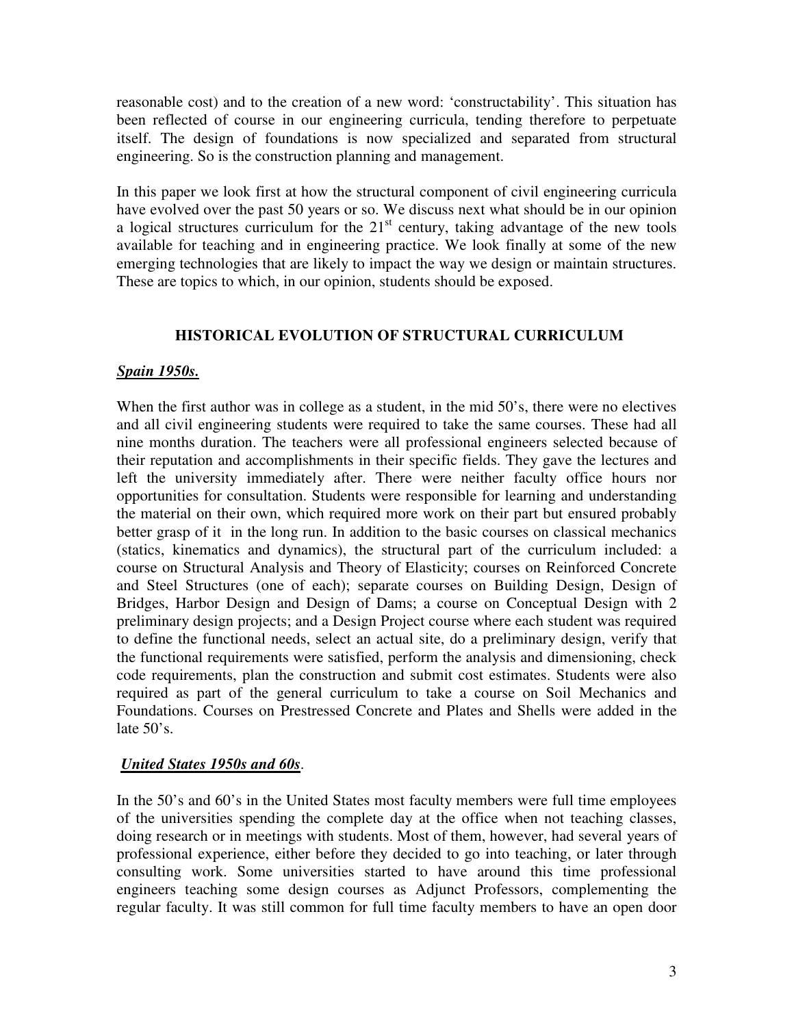reasonable cost) and to the creation of a new word: 'constructability'. This situation has been reflected of course in our engineering curricula, tending therefore to perpetuate itself. The design of foundations is now specialized and separated from structural engineering. So is the construction planning and management.

In this paper we look first at how the structural component of civil engineering curricula have evolved over the past 50 years or so. We discuss next what should be in our opinion a logical structures curriculum for the 21st century, taking advantage of the new tools available for teaching and in engineering practice. We look finally at some of the new emerging technologies that are likely to impact the way we design or maintain structures. These are topics to which, in our opinion, students should be exposed.

## HISTORICAL EVOLUTION OF STRUCTURAL CURRICULUM

### ***Spain 1950s.***

When the first author was in college as a student, in the mid 50's, there were no electives and all civil engineering students were required to take the same courses. These had all nine months duration. The teachers were all professional engineers selected because of their reputation and accomplishments in their specific fields. They gave the lectures and left the university immediately after. There were neither faculty office hours nor opportunities for consultation. Students were responsible for learning and understanding the material on their own, which required more work on their part but ensured probably better grasp of it in the long run. In addition to the basic courses on classical mechanics (statics, kinematics and dynamics), the structural part of the curriculum included: a course on Structural Analysis and Theory of Elasticity; courses on Reinforced Concrete and Steel Structures (one of each); separate courses on Building Design, Design of Bridges, Harbor Design and Design of Dams; a course on Conceptual Design with 2 preliminary design projects; and a Design Project course where each student was required to define the functional needs, select an actual site, do a preliminary design, verify that the functional requirements were satisfied, perform the analysis and dimensioning, check code requirements, plan the construction and submit cost estimates. Students were also required as part of the general curriculum to take a course on Soil Mechanics and Foundations. Courses on Prestressed Concrete and Plates and Shells were added in the late 50's.

### ***United States 1950s and 60s.***

In the 50's and 60's in the United States most faculty members were full time employees of the universities spending the complete day at the office when not teaching classes, doing research or in meetings with students. Most of them, however, had several years of professional experience, either before they decided to go into teaching, or later through consulting work. Some universities started to have around this time professional engineers teaching some design courses as Adjunct Professors, complementing the regular faculty. It was still common for full time faculty members to have an open door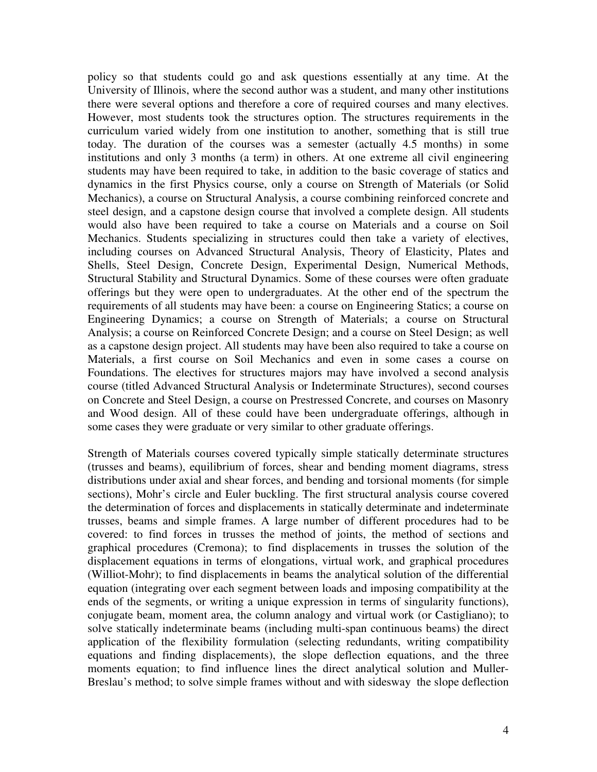policy so that students could go and ask questions essentially at any time. At the University of Illinois, where the second author was a student, and many other institutions there were several options and therefore a core of required courses and many electives. However, most students took the structures option. The structures requirements in the curriculum varied widely from one institution to another, something that is still true today. The duration of the courses was a semester (actually 4.5 months) in some institutions and only 3 months (a term) in others. At one extreme all civil engineering students may have been required to take, in addition to the basic coverage of statics and dynamics in the first Physics course, only a course on Strength of Materials (or Solid Mechanics), a course on Structural Analysis, a course combining reinforced concrete and steel design, and a capstone design course that involved a complete design. All students would also have been required to take a course on Materials and a course on Soil Mechanics. Students specializing in structures could then take a variety of electives, including courses on Advanced Structural Analysis, Theory of Elasticity, Plates and Shells, Steel Design, Concrete Design, Experimental Design, Numerical Methods, Structural Stability and Structural Dynamics. Some of these courses were often graduate offerings but they were open to undergraduates. At the other end of the spectrum the requirements of all students may have been: a course on Engineering Statics; a course on Engineering Dynamics; a course on Strength of Materials; a course on Structural Analysis; a course on Reinforced Concrete Design; and a course on Steel Design; as well as a capstone design project. All students may have been also required to take a course on Materials, a first course on Soil Mechanics and even in some cases a course on Foundations. The electives for structures majors may have involved a second analysis course (titled Advanced Structural Analysis or Indeterminate Structures), second courses on Concrete and Steel Design, a course on Prestressed Concrete, and courses on Masonry and Wood design. All of these could have been undergraduate offerings, although in some cases they were graduate or very similar to other graduate offerings.

Strength of Materials courses covered typically simple statically determinate structures (trusses and beams), equilibrium of forces, shear and bending moment diagrams, stress distributions under axial and shear forces, and bending and torsional moments (for simple sections), Mohr's circle and Euler buckling. The first structural analysis course covered the determination of forces and displacements in statically determinate and indeterminate trusses, beams and simple frames. A large number of different procedures had to be covered: to find forces in trusses the method of joints, the method of sections and graphical procedures (Cremona); to find displacements in trusses the solution of the displacement equations in terms of elongations, virtual work, and graphical procedures (Williot-Mohr); to find displacements in beams the analytical solution of the differential equation (integrating over each segment between loads and imposing compatibility at the ends of the segments, or writing a unique expression in terms of singularity functions), conjugate beam, moment area, the column analogy and virtual work (or Castigliano); to solve statically indeterminate beams (including multi-span continuous beams) the direct application of the flexibility formulation (selecting redundants, writing compatibility equations and finding displacements), the slope deflection equations, and the three moments equation; to find influence lines the direct analytical solution and Muller-Breslau's method; to solve simple frames without and with sidesway the slope deflection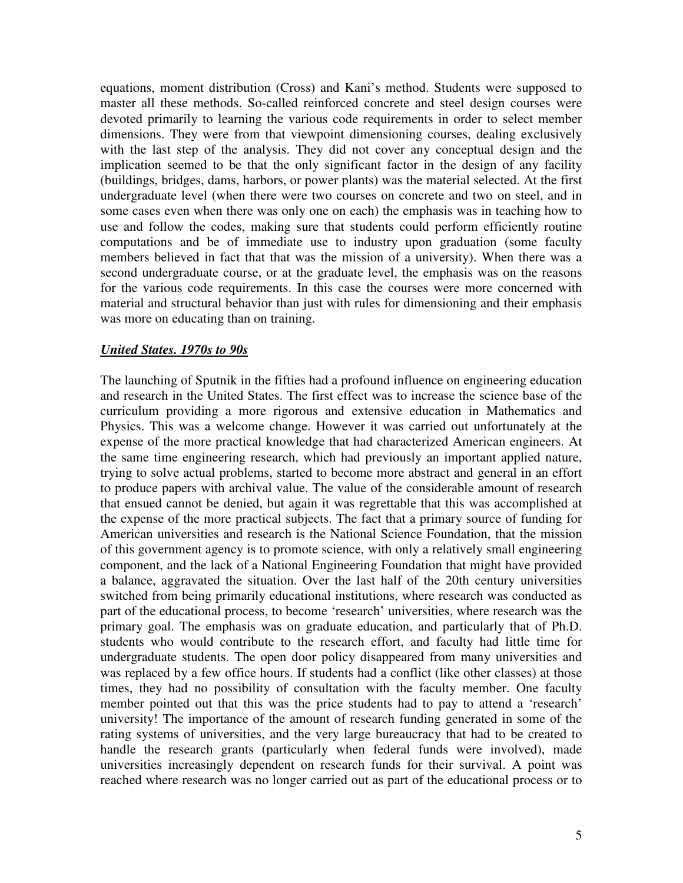equations, moment distribution (Cross) and Kani's method. Students were supposed to master all these methods. So-called reinforced concrete and steel design courses were devoted primarily to learning the various code requirements in order to select member dimensions. They were from that viewpoint dimensioning courses, dealing exclusively with the last step of the analysis. They did not cover any conceptual design and the implication seemed to be that the only significant factor in the design of any facility (buildings, bridges, dams, harbors, or power plants) was the material selected. At the first undergraduate level (when there were two courses on concrete and two on steel, and in some cases even when there was only one on each) the emphasis was in teaching how to use and follow the codes, making sure that students could perform efficiently routine computations and be of immediate use to industry upon graduation (some faculty members believed in fact that that was the mission of a university). When there was a second undergraduate course, or at the graduate level, the emphasis was on the reasons for the various code requirements. In this case the courses were more concerned with material and structural behavior than just with rules for dimensioning and their emphasis was more on educating than on training.

### ***United States. 1970s to 90s***

The launching of Sputnik in the fifties had a profound influence on engineering education and research in the United States. The first effect was to increase the science base of the curriculum providing a more rigorous and extensive education in Mathematics and Physics. This was a welcome change. However it was carried out unfortunately at the expense of the more practical knowledge that had characterized American engineers. At the same time engineering research, which had previously an important applied nature, trying to solve actual problems, started to become more abstract and general in an effort to produce papers with archival value. The value of the considerable amount of research that ensued cannot be denied, but again it was regrettable that this was accomplished at the expense of the more practical subjects. The fact that a primary source of funding for American universities and research is the National Science Foundation, that the mission of this government agency is to promote science, with only a relatively small engineering component, and the lack of a National Engineering Foundation that might have provided a balance, aggravated the situation. Over the last half of the 20th century universities switched from being primarily educational institutions, where research was conducted as part of the educational process, to become 'research' universities, where research was the primary goal. The emphasis was on graduate education, and particularly that of Ph.D. students who would contribute to the research effort, and faculty had little time for undergraduate students. The open door policy disappeared from many universities and was replaced by a few office hours. If students had a conflict (like other classes) at those times, they had no possibility of consultation with the faculty member. One faculty member pointed out that this was the price students had to pay to attend a 'research' university! The importance of the amount of research funding generated in some of the rating systems of universities, and the very large bureaucracy that had to be created to handle the research grants (particularly when federal funds were involved), made universities increasingly dependent on research funds for their survival. A point was reached where research was no longer carried out as part of the educational process or to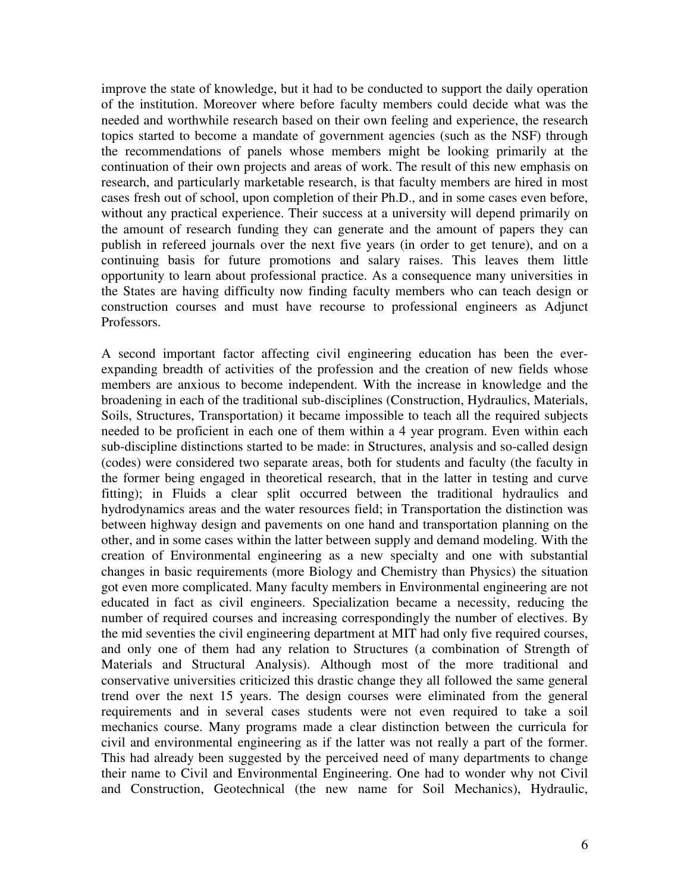improve the state of knowledge, but it had to be conducted to support the daily operation of the institution. Moreover where before faculty members could decide what was the needed and worthwhile research based on their own feeling and experience, the research topics started to become a mandate of government agencies (such as the NSF) through the recommendations of panels whose members might be looking primarily at the continuation of their own projects and areas of work. The result of this new emphasis on research, and particularly marketable research, is that faculty members are hired in most cases fresh out of school, upon completion of their Ph.D., and in some cases even before, without any practical experience. Their success at a university will depend primarily on the amount of research funding they can generate and the amount of papers they can publish in refereed journals over the next five years (in order to get tenure), and on a continuing basis for future promotions and salary raises. This leaves them little opportunity to learn about professional practice. As a consequence many universities in the States are having difficulty now finding faculty members who can teach design or construction courses and must have recourse to professional engineers as Adjunct Professors.

A second important factor affecting civil engineering education has been the ever-expanding breadth of activities of the profession and the creation of new fields whose members are anxious to become independent. With the increase in knowledge and the broadening in each of the traditional sub-disciplines (Construction, Hydraulics, Materials, Soils, Structures, Transportation) it became impossible to teach all the required subjects needed to be proficient in each one of them within a 4 year program. Even within each sub-discipline distinctions started to be made: in Structures, analysis and so-called design (codes) were considered two separate areas, both for students and faculty (the faculty in the former being engaged in theoretical research, that in the latter in testing and curve fitting); in Fluids a clear split occurred between the traditional hydraulics and hydrodynamics areas and the water resources field; in Transportation the distinction was between highway design and pavements on one hand and transportation planning on the other, and in some cases within the latter between supply and demand modeling. With the creation of Environmental engineering as a new specialty and one with substantial changes in basic requirements (more Biology and Chemistry than Physics) the situation got even more complicated. Many faculty members in Environmental engineering are not educated in fact as civil engineers. Specialization became a necessity, reducing the number of required courses and increasing correspondingly the number of electives. By the mid seventies the civil engineering department at MIT had only five required courses, and only one of them had any relation to Structures (a combination of Strength of Materials and Structural Analysis). Although most of the more traditional and conservative universities criticized this drastic change they all followed the same general trend over the next 15 years. The design courses were eliminated from the general requirements and in several cases students were not even required to take a soil mechanics course. Many programs made a clear distinction between the curricula for civil and environmental engineering as if the latter was not really a part of the former. This had already been suggested by the perceived need of many departments to change their name to Civil and Environmental Engineering. One had to wonder why not Civil and Construction, Geotechnical (the new name for Soil Mechanics), Hydraulic,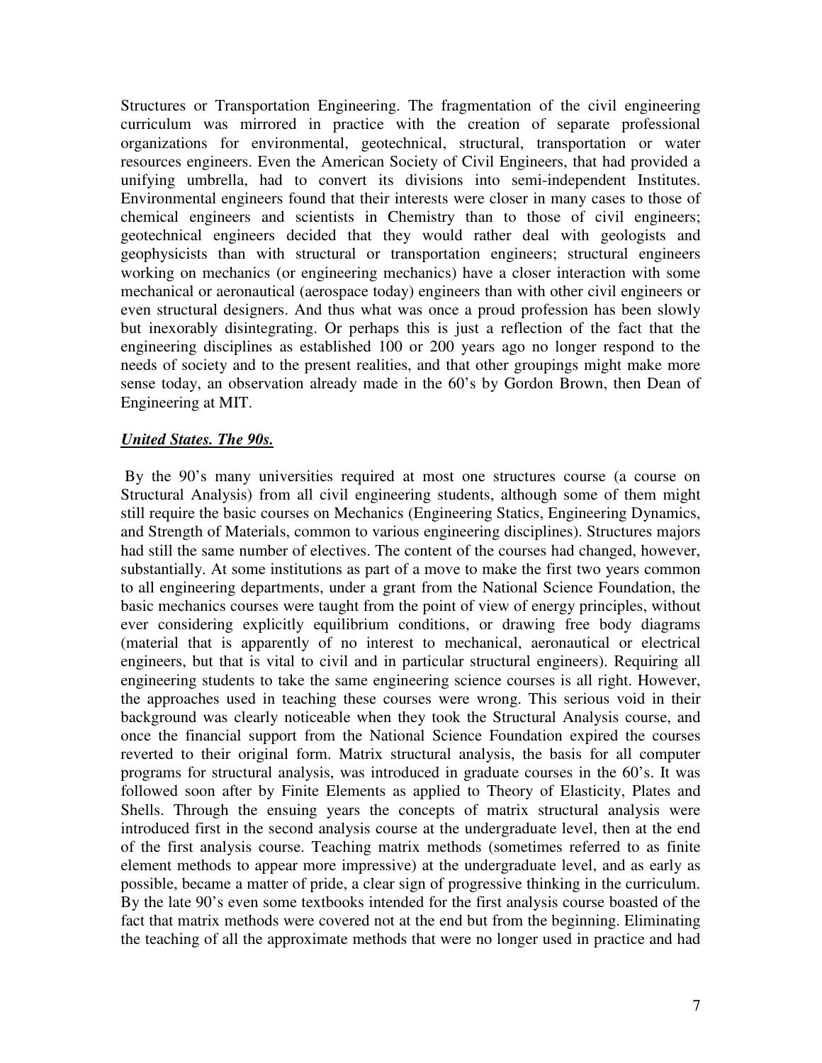Structures or Transportation Engineering. The fragmentation of the civil engineering curriculum was mirrored in practice with the creation of separate professional organizations for environmental, geotechnical, structural, transportation or water resources engineers. Even the American Society of Civil Engineers, that had provided a unifying umbrella, had to convert its divisions into semi-independent Institutes. Environmental engineers found that their interests were closer in many cases to those of chemical engineers and scientists in Chemistry than to those of civil engineers; geotechnical engineers decided that they would rather deal with geologists and geophysicists than with structural or transportation engineers; structural engineers working on mechanics (or engineering mechanics) have a closer interaction with some mechanical or aeronautical (aerospace today) engineers than with other civil engineers or even structural designers. And thus what was once a proud profession has been slowly but inexorably disintegrating. Or perhaps this is just a reflection of the fact that the engineering disciplines as established 100 or 200 years ago no longer respond to the needs of society and to the present realities, and that other groupings might make more sense today, an observation already made in the 60's by Gordon Brown, then Dean of Engineering at MIT.

***United States. The 90s.***

By the 90's many universities required at most one structures course (a course on Structural Analysis) from all civil engineering students, although some of them might still require the basic courses on Mechanics (Engineering Statics, Engineering Dynamics, and Strength of Materials, common to various engineering disciplines). Structures majors had still the same number of electives. The content of the courses had changed, however, substantially. At some institutions as part of a move to make the first two years common to all engineering departments, under a grant from the National Science Foundation, the basic mechanics courses were taught from the point of view of energy principles, without ever considering explicitly equilibrium conditions, or drawing free body diagrams (material that is apparently of no interest to mechanical, aeronautical or electrical engineers, but that is vital to civil and in particular structural engineers). Requiring all engineering students to take the same engineering science courses is all right. However, the approaches used in teaching these courses were wrong. This serious void in their background was clearly noticeable when they took the Structural Analysis course, and once the financial support from the National Science Foundation expired the courses reverted to their original form. Matrix structural analysis, the basis for all computer programs for structural analysis, was introduced in graduate courses in the 60's. It was followed soon after by Finite Elements as applied to Theory of Elasticity, Plates and Shells. Through the ensuing years the concepts of matrix structural analysis were introduced first in the second analysis course at the undergraduate level, then at the end of the first analysis course. Teaching matrix methods (sometimes referred to as finite element methods to appear more impressive) at the undergraduate level, and as early as possible, became a matter of pride, a clear sign of progressive thinking in the curriculum. By the late 90's even some textbooks intended for the first analysis course boasted of the fact that matrix methods were covered not at the end but from the beginning. Eliminating the teaching of all the approximate methods that were no longer used in practice and had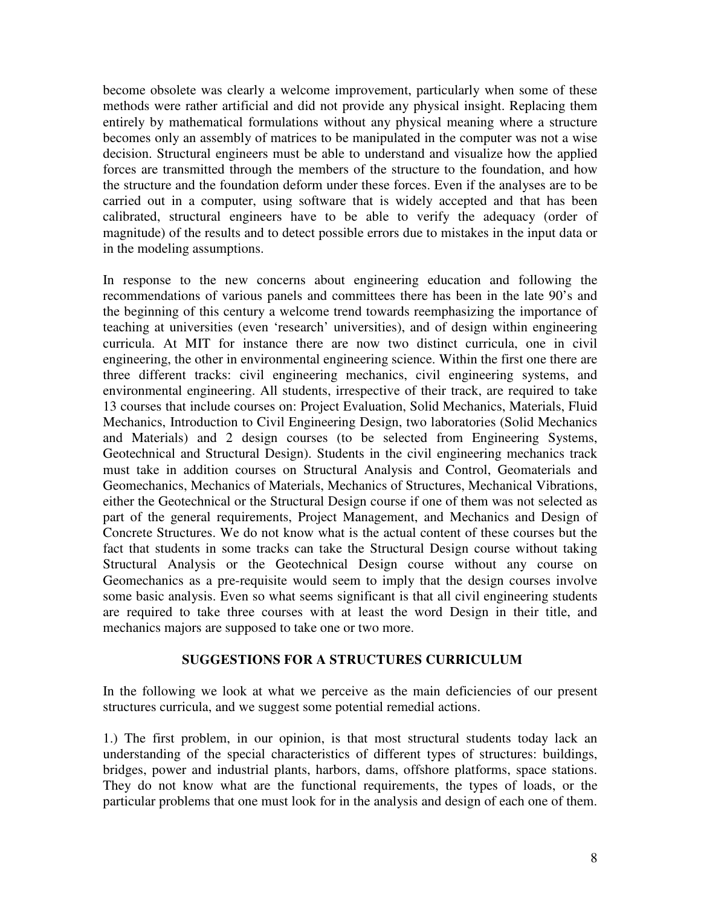become obsolete was clearly a welcome improvement, particularly when some of these methods were rather artificial and did not provide any physical insight. Replacing them entirely by mathematical formulations without any physical meaning where a structure becomes only an assembly of matrices to be manipulated in the computer was not a wise decision. Structural engineers must be able to understand and visualize how the applied forces are transmitted through the members of the structure to the foundation, and how the structure and the foundation deform under these forces. Even if the analyses are to be carried out in a computer, using software that is widely accepted and that has been calibrated, structural engineers have to be able to verify the adequacy (order of magnitude) of the results and to detect possible errors due to mistakes in the input data or in the modeling assumptions.

In response to the new concerns about engineering education and following the recommendations of various panels and committees there has been in the late 90's and the beginning of this century a welcome trend towards reemphasizing the importance of teaching at universities (even 'research' universities), and of design within engineering curricula. At MIT for instance there are now two distinct curricula, one in civil engineering, the other in environmental engineering science. Within the first one there are three different tracks: civil engineering mechanics, civil engineering systems, and environmental engineering. All students, irrespective of their track, are required to take 13 courses that include courses on: Project Evaluation, Solid Mechanics, Materials, Fluid Mechanics, Introduction to Civil Engineering Design, two laboratories (Solid Mechanics and Materials) and 2 design courses (to be selected from Engineering Systems, Geotechnical and Structural Design). Students in the civil engineering mechanics track must take in addition courses on Structural Analysis and Control, Geomaterials and Geomechanics, Mechanics of Materials, Mechanics of Structures, Mechanical Vibrations, either the Geotechnical or the Structural Design course if one of them was not selected as part of the general requirements, Project Management, and Mechanics and Design of Concrete Structures. We do not know what is the actual content of these courses but the fact that students in some tracks can take the Structural Design course without taking Structural Analysis or the Geotechnical Design course without any course on Geomechanics as a pre-requisite would seem to imply that the design courses involve some basic analysis. Even so what seems significant is that all civil engineering students are required to take three courses with at least the word Design in their title, and mechanics majors are supposed to take one or two more.

## SUGGESTIONS FOR A STRUCTURES CURRICULUM

In the following we look at what we perceive as the main deficiencies of our present structures curricula, and we suggest some potential remedial actions.

1.) The first problem, in our opinion, is that most structural students today lack an understanding of the special characteristics of different types of structures: buildings, bridges, power and industrial plants, harbors, dams, offshore platforms, space stations. They do not know what are the functional requirements, the types of loads, or the particular problems that one must look for in the analysis and design of each one of them.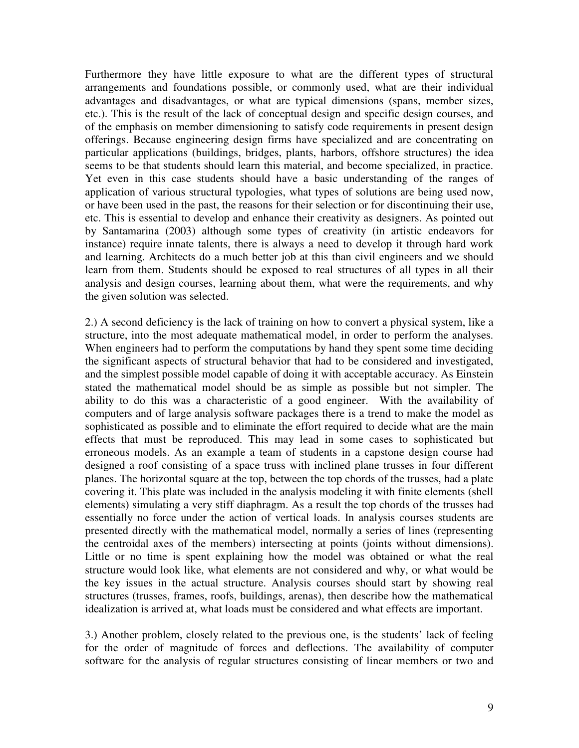Furthermore they have little exposure to what are the different types of structural arrangements and foundations possible, or commonly used, what are their individual advantages and disadvantages, or what are typical dimensions (spans, member sizes, etc.). This is the result of the lack of conceptual design and specific design courses, and of the emphasis on member dimensioning to satisfy code requirements in present design offerings. Because engineering design firms have specialized and are concentrating on particular applications (buildings, bridges, plants, harbors, offshore structures) the idea seems to be that students should learn this material, and become specialized, in practice. Yet even in this case students should have a basic understanding of the ranges of application of various structural typologies, what types of solutions are being used now, or have been used in the past, the reasons for their selection or for discontinuing their use, etc. This is essential to develop and enhance their creativity as designers. As pointed out by Santamarina (2003) although some types of creativity (in artistic endeavors for instance) require innate talents, there is always a need to develop it through hard work and learning. Architects do a much better job at this than civil engineers and we should learn from them. Students should be exposed to real structures of all types in all their analysis and design courses, learning about them, what were the requirements, and why the given solution was selected.

2.) A second deficiency is the lack of training on how to convert a physical system, like a structure, into the most adequate mathematical model, in order to perform the analyses. When engineers had to perform the computations by hand they spent some time deciding the significant aspects of structural behavior that had to be considered and investigated, and the simplest possible model capable of doing it with acceptable accuracy. As Einstein stated the mathematical model should be as simple as possible but not simpler. The ability to do this was a characteristic of a good engineer. With the availability of computers and of large analysis software packages there is a trend to make the model as sophisticated as possible and to eliminate the effort required to decide what are the main effects that must be reproduced. This may lead in some cases to sophisticated but erroneous models. As an example a team of students in a capstone design course had designed a roof consisting of a space truss with inclined plane trusses in four different planes. The horizontal square at the top, between the top chords of the trusses, had a plate covering it. This plate was included in the analysis modeling it with finite elements (shell elements) simulating a very stiff diaphragm. As a result the top chords of the trusses had essentially no force under the action of vertical loads. In analysis courses students are presented directly with the mathematical model, normally a series of lines (representing the centroidal axes of the members) intersecting at points (joints without dimensions). Little or no time is spent explaining how the model was obtained or what the real structure would look like, what elements are not considered and why, or what would be the key issues in the actual structure. Analysis courses should start by showing real structures (trusses, frames, roofs, buildings, arenas), then describe how the mathematical idealization is arrived at, what loads must be considered and what effects are important.

3.) Another problem, closely related to the previous one, is the students' lack of feeling for the order of magnitude of forces and deflections. The availability of computer software for the analysis of regular structures consisting of linear members or two and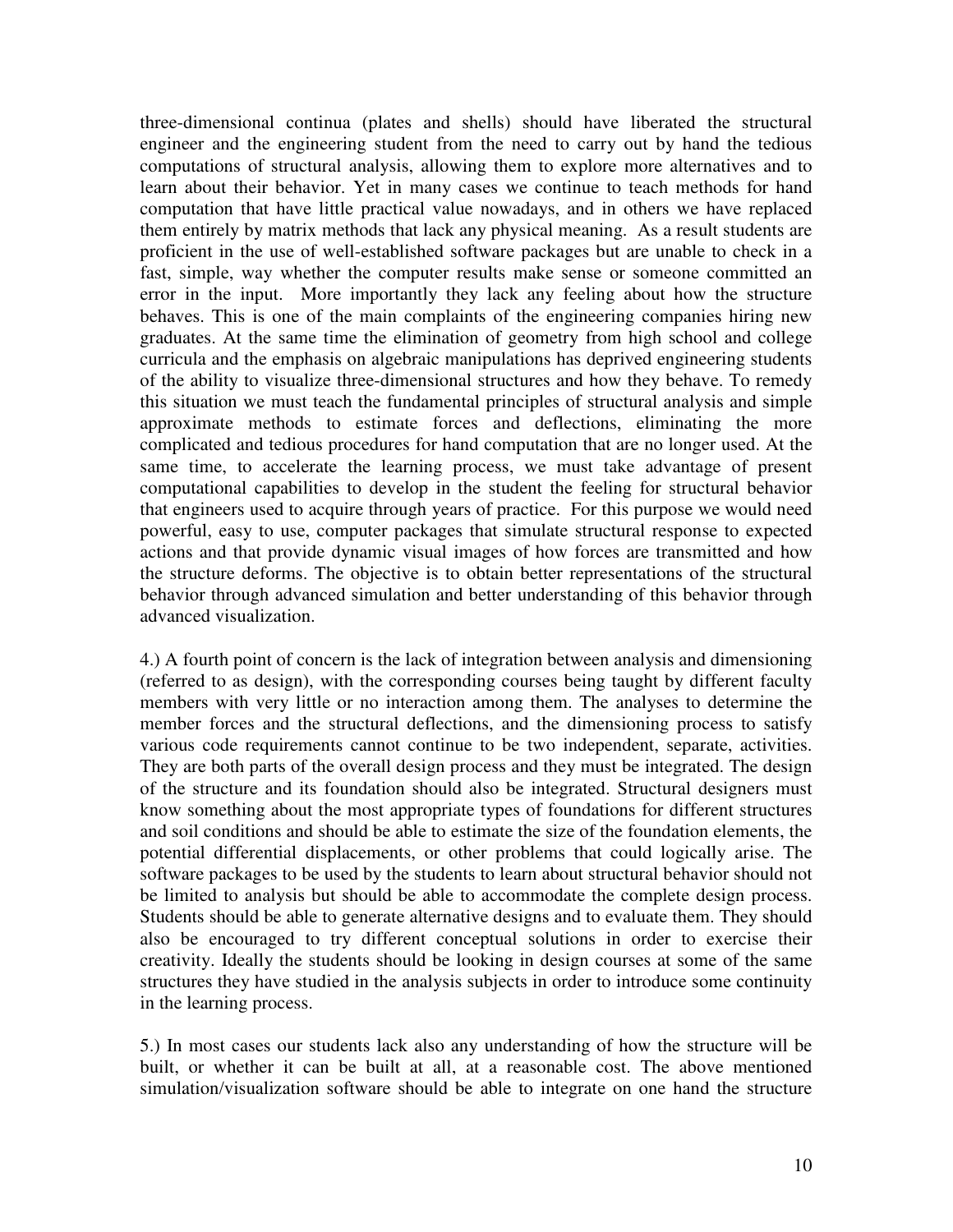three-dimensional continua (plates and shells) should have liberated the structural engineer and the engineering student from the need to carry out by hand the tedious computations of structural analysis, allowing them to explore more alternatives and to learn about their behavior. Yet in many cases we continue to teach methods for hand computation that have little practical value nowadays, and in others we have replaced them entirely by matrix methods that lack any physical meaning. As a result students are proficient in the use of well-established software packages but are unable to check in a fast, simple, way whether the computer results make sense or someone committed an error in the input. More importantly they lack any feeling about how the structure behaves. This is one of the main complaints of the engineering companies hiring new graduates. At the same time the elimination of geometry from high school and college curricula and the emphasis on algebraic manipulations has deprived engineering students of the ability to visualize three-dimensional structures and how they behave. To remedy this situation we must teach the fundamental principles of structural analysis and simple approximate methods to estimate forces and deflections, eliminating the more complicated and tedious procedures for hand computation that are no longer used. At the same time, to accelerate the learning process, we must take advantage of present computational capabilities to develop in the student the feeling for structural behavior that engineers used to acquire through years of practice. For this purpose we would need powerful, easy to use, computer packages that simulate structural response to expected actions and that provide dynamic visual images of how forces are transmitted and how the structure deforms. The objective is to obtain better representations of the structural behavior through advanced simulation and better understanding of this behavior through advanced visualization.

4.) A fourth point of concern is the lack of integration between analysis and dimensioning (referred to as design), with the corresponding courses being taught by different faculty members with very little or no interaction among them. The analyses to determine the member forces and the structural deflections, and the dimensioning process to satisfy various code requirements cannot continue to be two independent, separate, activities. They are both parts of the overall design process and they must be integrated. The design of the structure and its foundation should also be integrated. Structural designers must know something about the most appropriate types of foundations for different structures and soil conditions and should be able to estimate the size of the foundation elements, the potential differential displacements, or other problems that could logically arise. The software packages to be used by the students to learn about structural behavior should not be limited to analysis but should be able to accommodate the complete design process. Students should be able to generate alternative designs and to evaluate them. They should also be encouraged to try different conceptual solutions in order to exercise their creativity. Ideally the students should be looking in design courses at some of the same structures they have studied in the analysis subjects in order to introduce some continuity in the learning process.

5.) In most cases our students lack also any understanding of how the structure will be built, or whether it can be built at all, at a reasonable cost. The above mentioned simulation/visualization software should be able to integrate on one hand the structure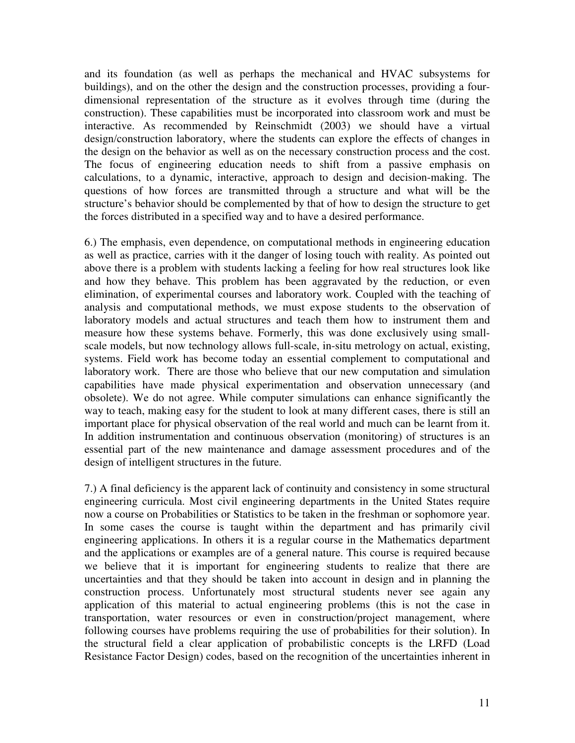and its foundation (as well as perhaps the mechanical and HVAC subsystems for buildings), and on the other the design and the construction processes, providing a four-dimensional representation of the structure as it evolves through time (during the construction). These capabilities must be incorporated into classroom work and must be interactive. As recommended by Reinschmidt (2003) we should have a virtual design/construction laboratory, where the students can explore the effects of changes in the design on the behavior as well as on the necessary construction process and the cost. The focus of engineering education needs to shift from a passive emphasis on calculations, to a dynamic, interactive, approach to design and decision-making. The questions of how forces are transmitted through a structure and what will be the structure's behavior should be complemented by that of how to design the structure to get the forces distributed in a specified way and to have a desired performance.

6.) The emphasis, even dependence, on computational methods in engineering education as well as practice, carries with it the danger of losing touch with reality. As pointed out above there is a problem with students lacking a feeling for how real structures look like and how they behave. This problem has been aggravated by the reduction, or even elimination, of experimental courses and laboratory work. Coupled with the teaching of analysis and computational methods, we must expose students to the observation of laboratory models and actual structures and teach them how to instrument them and measure how these systems behave. Formerly, this was done exclusively using small-scale models, but now technology allows full-scale, in-situ metrology on actual, existing, systems. Field work has become today an essential complement to computational and laboratory work. There are those who believe that our new computation and simulation capabilities have made physical experimentation and observation unnecessary (and obsolete). We do not agree. While computer simulations can enhance significantly the way to teach, making easy for the student to look at many different cases, there is still an important place for physical observation of the real world and much can be learnt from it. In addition instrumentation and continuous observation (monitoring) of structures is an essential part of the new maintenance and damage assessment procedures and of the design of intelligent structures in the future.

7.) A final deficiency is the apparent lack of continuity and consistency in some structural engineering curricula. Most civil engineering departments in the United States require now a course on Probabilities or Statistics to be taken in the freshman or sophomore year. In some cases the course is taught within the department and has primarily civil engineering applications. In others it is a regular course in the Mathematics department and the applications or examples are of a general nature. This course is required because we believe that it is important for engineering students to realize that there are uncertainties and that they should be taken into account in design and in planning the construction process. Unfortunately most structural students never see again any application of this material to actual engineering problems (this is not the case in transportation, water resources or even in construction/project management, where following courses have problems requiring the use of probabilities for their solution). In the structural field a clear application of probabilistic concepts is the LRFD (Load Resistance Factor Design) codes, based on the recognition of the uncertainties inherent in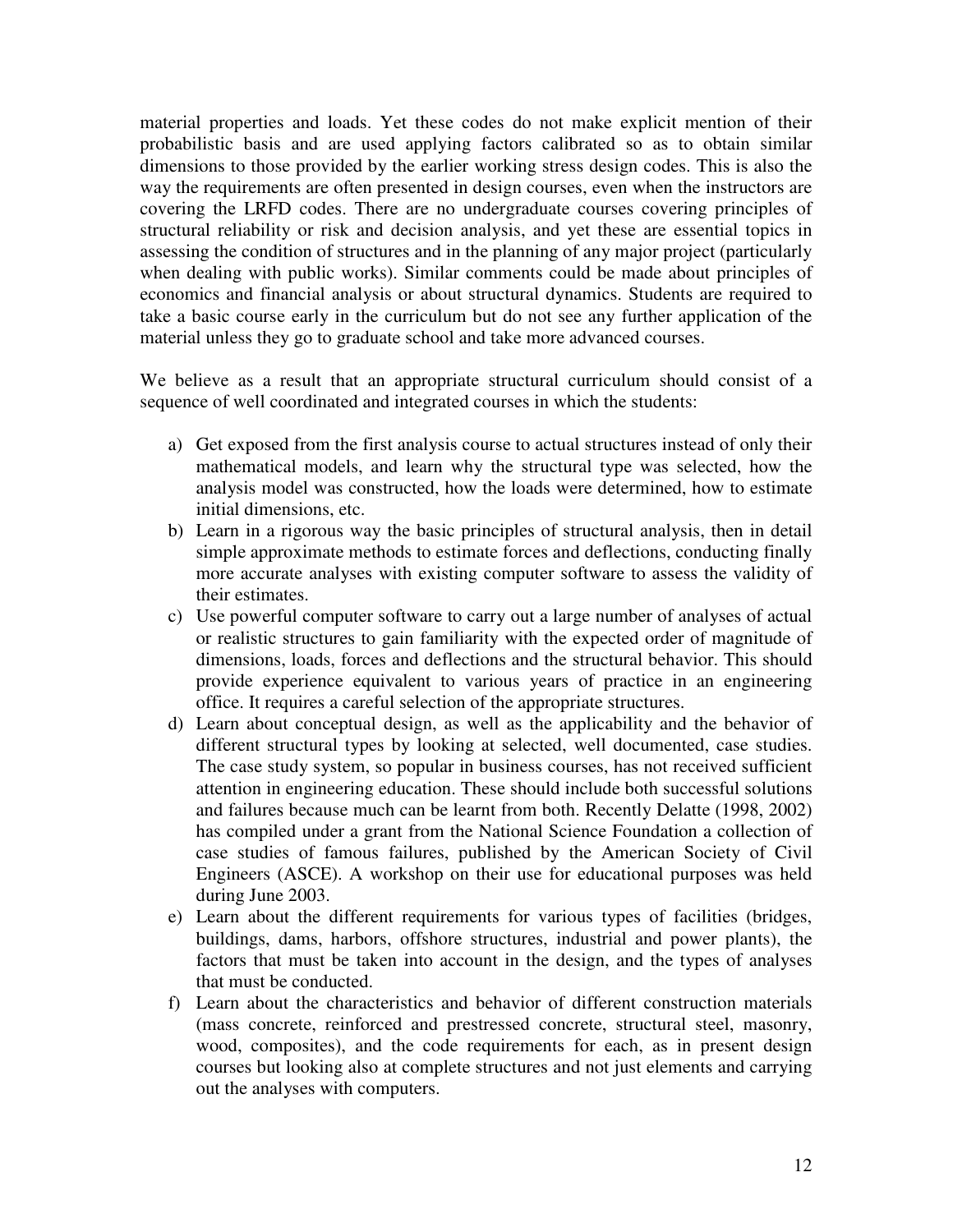material properties and loads. Yet these codes do not make explicit mention of their probabilistic basis and are used applying factors calibrated so as to obtain similar dimensions to those provided by the earlier working stress design codes. This is also the way the requirements are often presented in design courses, even when the instructors are covering the LRFD codes. There are no undergraduate courses covering principles of structural reliability or risk and decision analysis, and yet these are essential topics in assessing the condition of structures and in the planning of any major project (particularly when dealing with public works). Similar comments could be made about principles of economics and financial analysis or about structural dynamics. Students are required to take a basic course early in the curriculum but do not see any further application of the material unless they go to graduate school and take more advanced courses.

We believe as a result that an appropriate structural curriculum should consist of a sequence of well coordinated and integrated courses in which the students:

a) Get exposed from the first analysis course to actual structures instead of only their mathematical models, and learn why the structural type was selected, how the analysis model was constructed, how the loads were determined, how to estimate initial dimensions, etc.
b) Learn in a rigorous way the basic principles of structural analysis, then in detail simple approximate methods to estimate forces and deflections, conducting finally more accurate analyses with existing computer software to assess the validity of their estimates.
c) Use powerful computer software to carry out a large number of analyses of actual or realistic structures to gain familiarity with the expected order of magnitude of dimensions, loads, forces and deflections and the structural behavior. This should provide experience equivalent to various years of practice in an engineering office. It requires a careful selection of the appropriate structures.
d) Learn about conceptual design, as well as the applicability and the behavior of different structural types by looking at selected, well documented, case studies. The case study system, so popular in business courses, has not received sufficient attention in engineering education. These should include both successful solutions and failures because much can be learnt from both. Recently Delatte (1998, 2002) has compiled under a grant from the National Science Foundation a collection of case studies of famous failures, published by the American Society of Civil Engineers (ASCE). A workshop on their use for educational purposes was held during June 2003.
e) Learn about the different requirements for various types of facilities (bridges, buildings, dams, harbors, offshore structures, industrial and power plants), the factors that must be taken into account in the design, and the types of analyses that must be conducted.
f) Learn about the characteristics and behavior of different construction materials (mass concrete, reinforced and prestressed concrete, structural steel, masonry, wood, composites), and the code requirements for each, as in present design courses but looking also at complete structures and not just elements and carrying out the analyses with computers.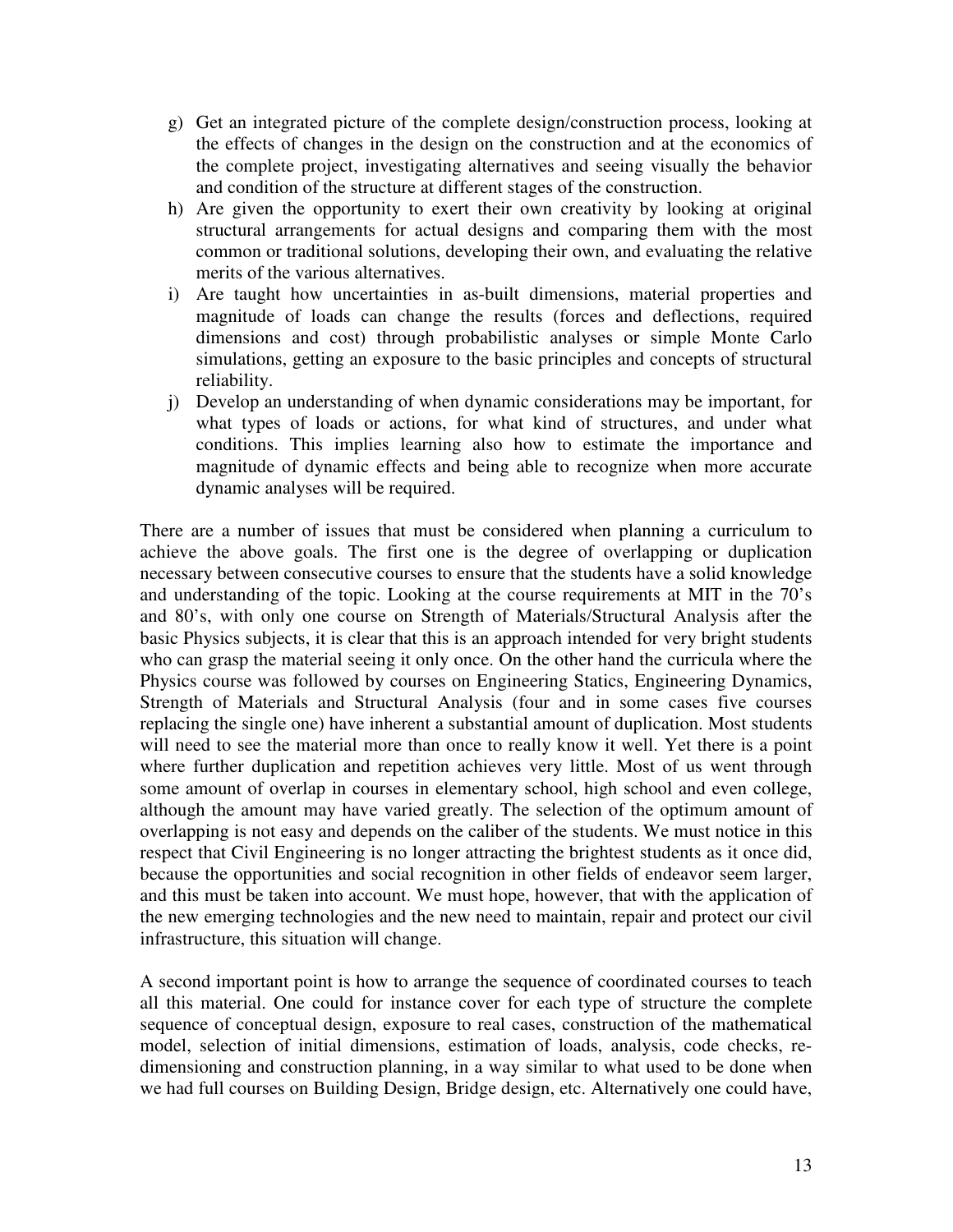g) Get an integrated picture of the complete design/construction process, looking at the effects of changes in the design on the construction and at the economics of the complete project, investigating alternatives and seeing visually the behavior and condition of the structure at different stages of the construction.
h) Are given the opportunity to exert their own creativity by looking at original structural arrangements for actual designs and comparing them with the most common or traditional solutions, developing their own, and evaluating the relative merits of the various alternatives.
i) Are taught how uncertainties in as-built dimensions, material properties and magnitude of loads can change the results (forces and deflections, required dimensions and cost) through probabilistic analyses or simple Monte Carlo simulations, getting an exposure to the basic principles and concepts of structural reliability.
j) Develop an understanding of when dynamic considerations may be important, for what types of loads or actions, for what kind of structures, and under what conditions. This implies learning also how to estimate the importance and magnitude of dynamic effects and being able to recognize when more accurate dynamic analyses will be required.

There are a number of issues that must be considered when planning a curriculum to achieve the above goals. The first one is the degree of overlapping or duplication necessary between consecutive courses to ensure that the students have a solid knowledge and understanding of the topic. Looking at the course requirements at MIT in the 70's and 80's, with only one course on Strength of Materials/Structural Analysis after the basic Physics subjects, it is clear that this is an approach intended for very bright students who can grasp the material seeing it only once. On the other hand the curricula where the Physics course was followed by courses on Engineering Statics, Engineering Dynamics, Strength of Materials and Structural Analysis (four and in some cases five courses replacing the single one) have inherent a substantial amount of duplication. Most students will need to see the material more than once to really know it well. Yet there is a point where further duplication and repetition achieves very little. Most of us went through some amount of overlap in courses in elementary school, high school and even college, although the amount may have varied greatly. The selection of the optimum amount of overlapping is not easy and depends on the caliber of the students. We must notice in this respect that Civil Engineering is no longer attracting the brightest students as it once did, because the opportunities and social recognition in other fields of endeavor seem larger, and this must be taken into account. We must hope, however, that with the application of the new emerging technologies and the new need to maintain, repair and protect our civil infrastructure, this situation will change.

A second important point is how to arrange the sequence of coordinated courses to teach all this material. One could for instance cover for each type of structure the complete sequence of conceptual design, exposure to real cases, construction of the mathematical model, selection of initial dimensions, estimation of loads, analysis, code checks, re-dimensioning and construction planning, in a way similar to what used to be done when we had full courses on Building Design, Bridge design, etc. Alternatively one could have,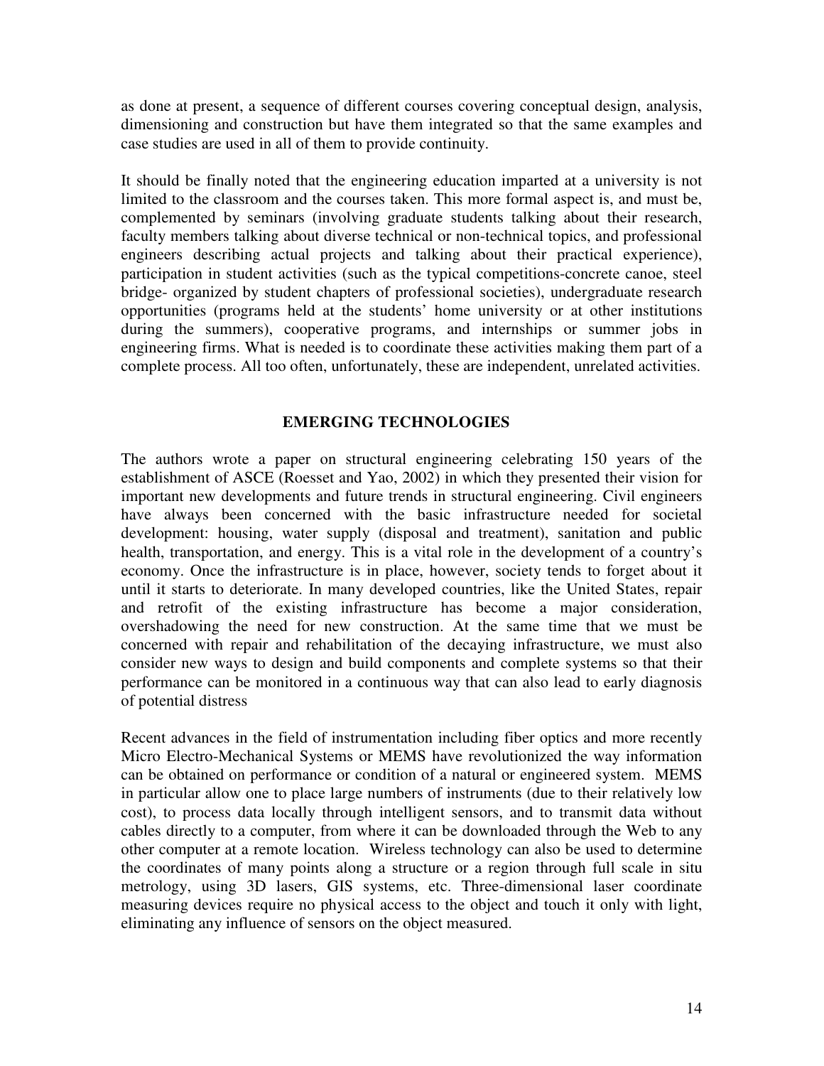as done at present, a sequence of different courses covering conceptual design, analysis, dimensioning and construction but have them integrated so that the same examples and case studies are used in all of them to provide continuity.

It should be finally noted that the engineering education imparted at a university is not limited to the classroom and the courses taken. This more formal aspect is, and must be, complemented by seminars (involving graduate students talking about their research, faculty members talking about diverse technical or non-technical topics, and professional engineers describing actual projects and talking about their practical experience), participation in student activities (such as the typical competitions-concrete canoe, steel bridge- organized by student chapters of professional societies), undergraduate research opportunities (programs held at the students' home university or at other institutions during the summers), cooperative programs, and internships or summer jobs in engineering firms. What is needed is to coordinate these activities making them part of a complete process. All too often, unfortunately, these are independent, unrelated activities.

## EMERGING TECHNOLOGIES

The authors wrote a paper on structural engineering celebrating 150 years of the establishment of ASCE (Roesset and Yao, 2002) in which they presented their vision for important new developments and future trends in structural engineering. Civil engineers have always been concerned with the basic infrastructure needed for societal development: housing, water supply (disposal and treatment), sanitation and public health, transportation, and energy. This is a vital role in the development of a country's economy. Once the infrastructure is in place, however, society tends to forget about it until it starts to deteriorate. In many developed countries, like the United States, repair and retrofit of the existing infrastructure has become a major consideration, overshadowing the need for new construction. At the same time that we must be concerned with repair and rehabilitation of the decaying infrastructure, we must also consider new ways to design and build components and complete systems so that their performance can be monitored in a continuous way that can also lead to early diagnosis of potential distress

Recent advances in the field of instrumentation including fiber optics and more recently Micro Electro-Mechanical Systems or MEMS have revolutionized the way information can be obtained on performance or condition of a natural or engineered system. MEMS in particular allow one to place large numbers of instruments (due to their relatively low cost), to process data locally through intelligent sensors, and to transmit data without cables directly to a computer, from where it can be downloaded through the Web to any other computer at a remote location. Wireless technology can also be used to determine the coordinates of many points along a structure or a region through full scale in situ metrology, using 3D lasers, GIS systems, etc. Three-dimensional laser coordinate measuring devices require no physical access to the object and touch it only with light, eliminating any influence of sensors on the object measured.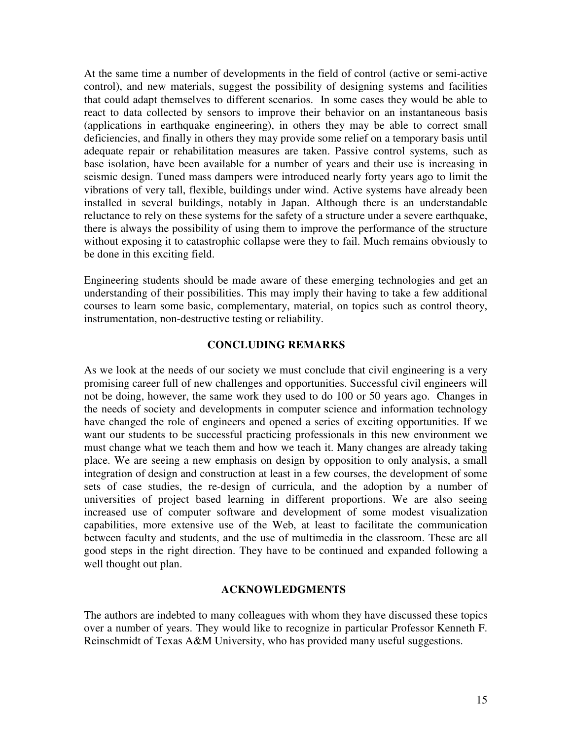At the same time a number of developments in the field of control (active or semi-active control), and new materials, suggest the possibility of designing systems and facilities that could adapt themselves to different scenarios. In some cases they would be able to react to data collected by sensors to improve their behavior on an instantaneous basis (applications in earthquake engineering), in others they may be able to correct small deficiencies, and finally in others they may provide some relief on a temporary basis until adequate repair or rehabilitation measures are taken. Passive control systems, such as base isolation, have been available for a number of years and their use is increasing in seismic design. Tuned mass dampers were introduced nearly forty years ago to limit the vibrations of very tall, flexible, buildings under wind. Active systems have already been installed in several buildings, notably in Japan. Although there is an understandable reluctance to rely on these systems for the safety of a structure under a severe earthquake, there is always the possibility of using them to improve the performance of the structure without exposing it to catastrophic collapse were they to fail. Much remains obviously to be done in this exciting field.

Engineering students should be made aware of these emerging technologies and get an understanding of their possibilities. This may imply their having to take a few additional courses to learn some basic, complementary, material, on topics such as control theory, instrumentation, non-destructive testing or reliability.

## CONCLUDING REMARKS

As we look at the needs of our society we must conclude that civil engineering is a very promising career full of new challenges and opportunities. Successful civil engineers will not be doing, however, the same work they used to do 100 or 50 years ago. Changes in the needs of society and developments in computer science and information technology have changed the role of engineers and opened a series of exciting opportunities. If we want our students to be successful practicing professionals in this new environment we must change what we teach them and how we teach it. Many changes are already taking place. We are seeing a new emphasis on design by opposition to only analysis, a small integration of design and construction at least in a few courses, the development of some sets of case studies, the re-design of curricula, and the adoption by a number of universities of project based learning in different proportions. We are also seeing increased use of computer software and development of some modest visualization capabilities, more extensive use of the Web, at least to facilitate the communication between faculty and students, and the use of multimedia in the classroom. These are all good steps in the right direction. They have to be continued and expanded following a well thought out plan.

## ACKNOWLEDGMENTS

The authors are indebted to many colleagues with whom they have discussed these topics over a number of years. They would like to recognize in particular Professor Kenneth F. Reinschmidt of Texas A&M University, who has provided many useful suggestions.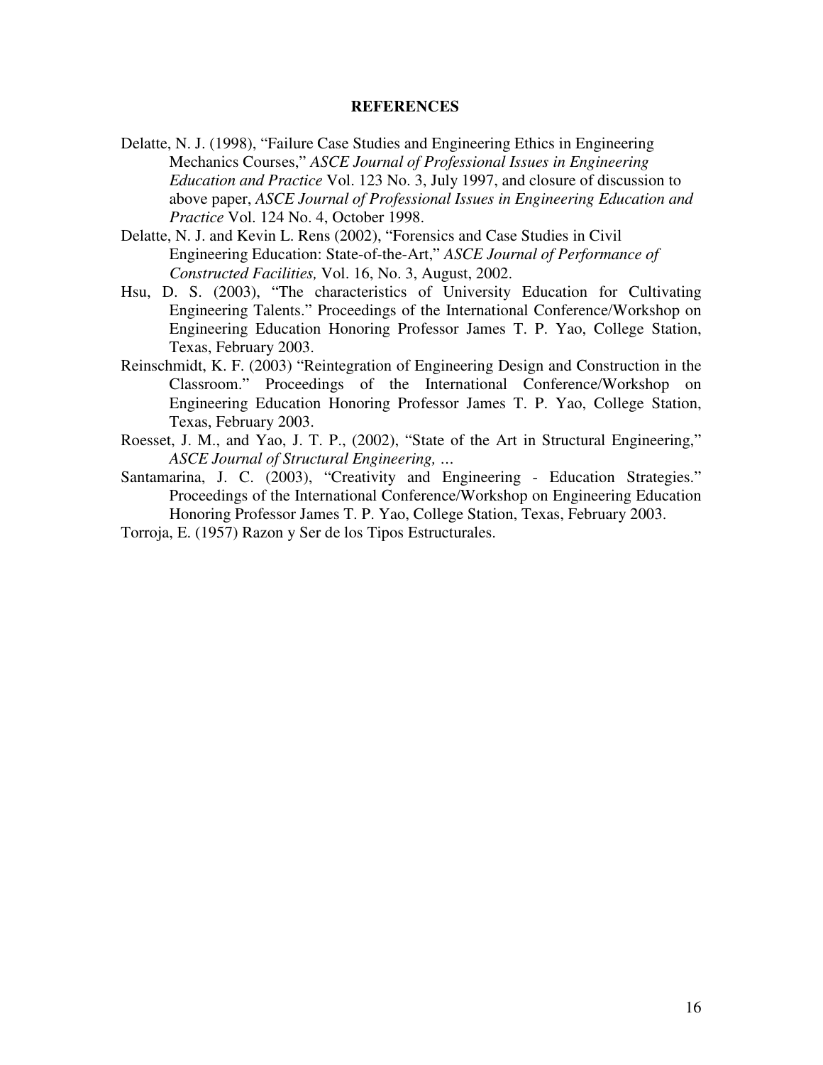## REFERENCES

Delatte, N. J. (1998), "Failure Case Studies and Engineering Ethics in Engineering Mechanics Courses," *ASCE Journal of Professional Issues in Engineering Education and Practice* Vol. 123 No. 3, July 1997, and closure of discussion to above paper, *ASCE Journal of Professional Issues in Engineering Education and Practice* Vol. 124 No. 4, October 1998.

Delatte, N. J. and Kevin L. Rens (2002), "Forensics and Case Studies in Civil Engineering Education: State-of-the-Art," *ASCE Journal of Performance of Constructed Facilities,* Vol. 16, No. 3, August, 2002.

Hsu, D. S. (2003), "The characteristics of University Education for Cultivating Engineering Talents." Proceedings of the International Conference/Workshop on Engineering Education Honoring Professor James T. P. Yao, College Station, Texas, February 2003.

Reinschmidt, K. F. (2003) "Reintegration of Engineering Design and Construction in the Classroom." Proceedings of the International Conference/Workshop on Engineering Education Honoring Professor James T. P. Yao, College Station, Texas, February 2003.

Roesset, J. M., and Yao, J. T. P., (2002), "State of the Art in Structural Engineering," *ASCE Journal of Structural Engineering, …*

Santamarina, J. C. (2003), "Creativity and Engineering - Education Strategies." Proceedings of the International Conference/Workshop on Engineering Education Honoring Professor James T. P. Yao, College Station, Texas, February 2003.

Torroja, E. (1957) Razon y Ser de los Tipos Estructurales.